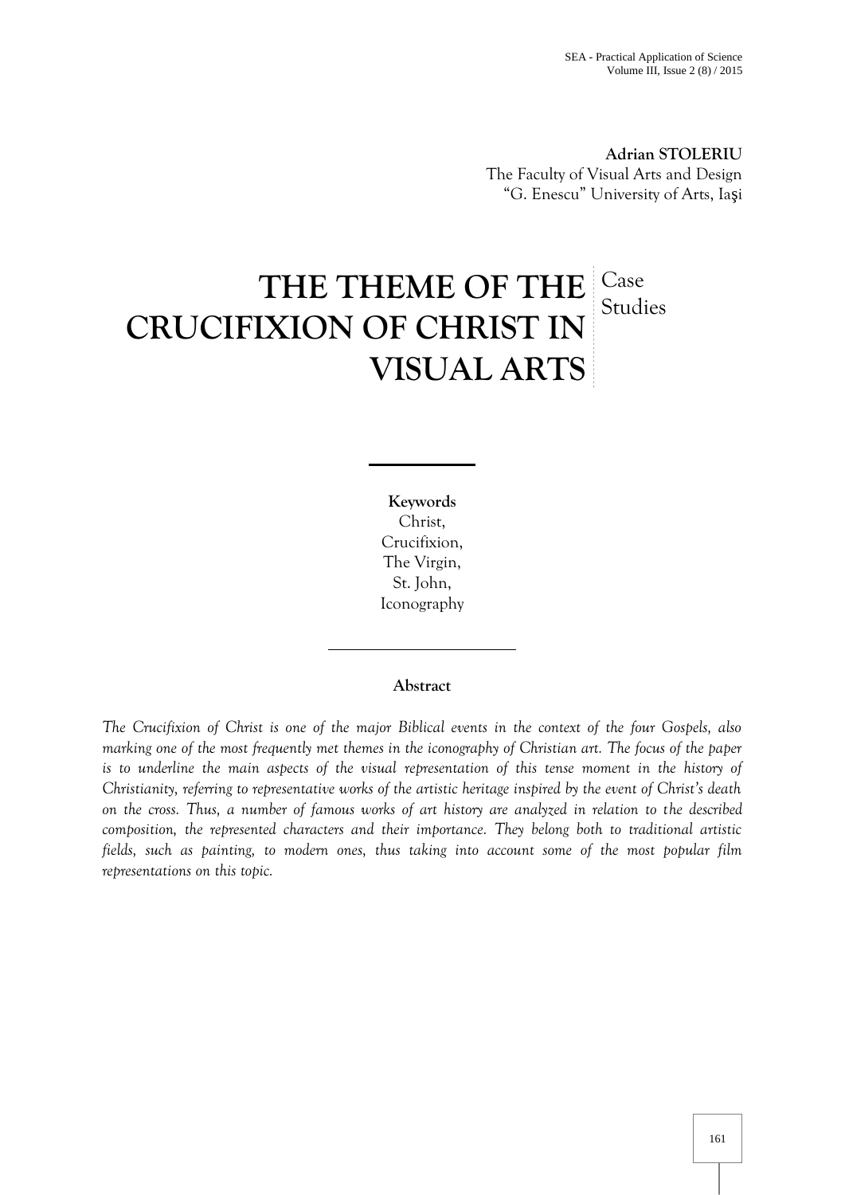**Adrian STOLERIU**
The Faculty of Visual Arts and Design
"G. Enescu" University of Arts, Iaşi

# THE THEME OF THE CRUCIFIXION OF CHRIST IN VISUAL ARTS

Case Studies

**Keywords**
Christ,
Crucifixion,
The Virgin,
St. John,
Iconography

**Abstract**

*The Crucifixion of Christ is one of the major Biblical events in the context of the four Gospels, also marking one of the most frequently met themes in the iconography of Christian art. The focus of the paper is to underline the main aspects of the visual representation of this tense moment in the history of Christianity, referring to representative works of the artistic heritage inspired by the event of Christ's death on the cross. Thus, a number of famous works of art history are analyzed in relation to the described composition, the represented characters and their importance. They belong both to traditional artistic fields, such as painting, to modern ones, thus taking into account some of the most popular film representations on this topic.*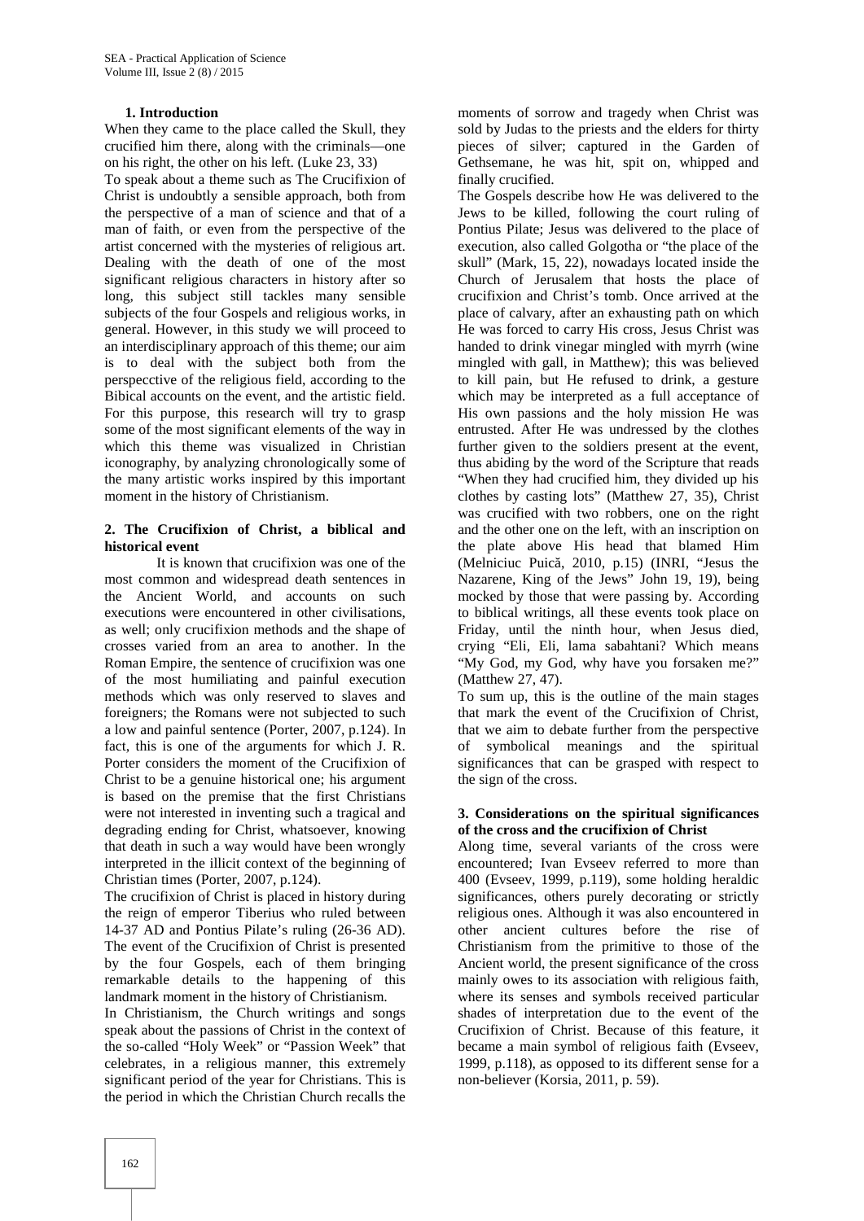## 1. Introduction

When they came to the place called the Skull, they crucified him there, along with the criminals—one on his right, the other on his left. (Luke 23, 33)

To speak about a theme such as The Crucifixion of Christ is undoubtly a sensible approach, both from the perspective of a man of science and that of a man of faith, or even from the perspective of the artist concerned with the mysteries of religious art. Dealing with the death of one of the most significant religious characters in history after so long, this subject still tackles many sensible subjects of the four Gospels and religious works, in general. However, in this study we will proceed to an interdisciplinary approach of this theme; our aim is to deal with the subject both from the perspecctive of the religious field, according to the Bibical accounts on the event, and the artistic field. For this purpose, this research will try to grasp some of the most significant elements of the way in which this theme was visualized in Christian iconography, by analyzing chronologically some of the many artistic works inspired by this important moment in the history of Christianism.

## 2. The Crucifixion of Christ, a biblical and historical event

It is known that crucifixion was one of the most common and widespread death sentences in the Ancient World, and accounts on such executions were encountered in other civilisations, as well; only crucifixion methods and the shape of crosses varied from an area to another. In the Roman Empire, the sentence of crucifixion was one of the most humiliating and painful execution methods which was only reserved to slaves and foreigners; the Romans were not subjected to such a low and painful sentence (Porter, 2007, p.124). In fact, this is one of the arguments for which J. R. Porter considers the moment of the Crucifixion of Christ to be a genuine historical one; his argument is based on the premise that the first Christians were not interested in inventing such a tragical and degrading ending for Christ, whatsoever, knowing that death in such a way would have been wrongly interpreted in the illicit context of the beginning of Christian times (Porter, 2007, p.124).

The crucifixion of Christ is placed in history during the reign of emperor Tiberius who ruled between 14-37 AD and Pontius Pilate's ruling (26-36 AD). The event of the Crucifixion of Christ is presented by the four Gospels, each of them bringing remarkable details to the happening of this landmark moment in the history of Christianism.

In Christianism, the Church writings and songs speak about the passions of Christ in the context of the so-called "Holy Week" or "Passion Week" that celebrates, in a religious manner, this extremely significant period of the year for Christians. This is the period in which the Christian Church recalls the moments of sorrow and tragedy when Christ was sold by Judas to the priests and the elders for thirty pieces of silver; captured in the Garden of Gethsemane, he was hit, spit on, whipped and finally crucified.

The Gospels describe how He was delivered to the Jews to be killed, following the court ruling of Pontius Pilate; Jesus was delivered to the place of execution, also called Golgotha or "the place of the skull" (Mark, 15, 22), nowadays located inside the Church of Jerusalem that hosts the place of crucifixion and Christ's tomb. Once arrived at the place of calvary, after an exhausting path on which He was forced to carry His cross, Jesus Christ was handed to drink vinegar mingled with myrrh (wine mingled with gall, in Matthew); this was believed to kill pain, but He refused to drink, a gesture which may be interpreted as a full acceptance of His own passions and the holy mission He was entrusted. After He was undressed by the clothes further given to the soldiers present at the event, thus abiding by the word of the Scripture that reads "When they had crucified him, they divided up his clothes by casting lots" (Matthew 27, 35), Christ was crucified with two robbers, one on the right and the other one on the left, with an inscription on the plate above His head that blamed Him (Melniciuc Puică, 2010, p.15) (INRI, "Jesus the Nazarene, King of the Jews" John 19, 19), being mocked by those that were passing by. According to biblical writings, all these events took place on Friday, until the ninth hour, when Jesus died, crying "Eli, Eli, lama sabahtani? Which means "My God, my God, why have you forsaken me?" (Matthew 27, 47).

To sum up, this is the outline of the main stages that mark the event of the Crucifixion of Christ, that we aim to debate further from the perspective of symbolical meanings and the spiritual significances that can be grasped with respect to the sign of the cross.

## 3. Considerations on the spiritual significances of the cross and the crucifixion of Christ

Along time, several variants of the cross were encountered; Ivan Evseev referred to more than 400 (Evseev, 1999, p.119), some holding heraldic significances, others purely decorating or strictly religious ones. Although it was also encountered in other ancient cultures before the rise of Christianism from the primitive to those of the Ancient world, the present significance of the cross mainly owes to its association with religious faith, where its senses and symbols received particular shades of interpretation due to the event of the Crucifixion of Christ. Because of this feature, it became a main symbol of religious faith (Evseev, 1999, p.118), as opposed to its different sense for a non-believer (Korsia, 2011, p. 59).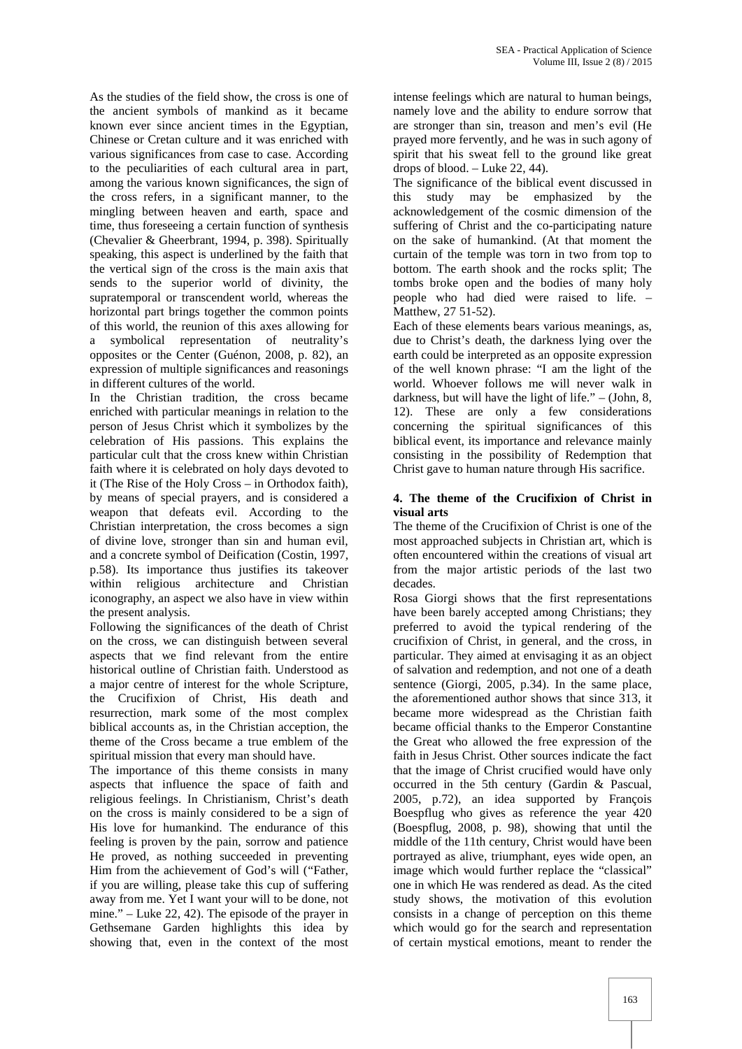As the studies of the field show, the cross is one of the ancient symbols of mankind as it became known ever since ancient times in the Egyptian, Chinese or Cretan culture and it was enriched with various significances from case to case. According to the peculiarities of each cultural area in part, among the various known significances, the sign of the cross refers, in a significant manner, to the mingling between heaven and earth, space and time, thus foreseeing a certain function of synthesis (Chevalier & Gheerbrant, 1994, p. 398). Spiritually speaking, this aspect is underlined by the faith that the vertical sign of the cross is the main axis that sends to the superior world of divinity, the supratemporal or transcendent world, whereas the horizontal part brings together the common points of this world, the reunion of this axes allowing for a symbolical representation of neutrality's opposites or the Center (Guénon, 2008, p. 82), an expression of multiple significances and reasonings in different cultures of the world.

In the Christian tradition, the cross became enriched with particular meanings in relation to the person of Jesus Christ which it symbolizes by the celebration of His passions. This explains the particular cult that the cross knew within Christian faith where it is celebrated on holy days devoted to it (The Rise of the Holy Cross – in Orthodox faith), by means of special prayers, and is considered a weapon that defeats evil. According to the Christian interpretation, the cross becomes a sign of divine love, stronger than sin and human evil, and a concrete symbol of Deification (Costin, 1997, p.58). Its importance thus justifies its takeover within religious architecture and Christian iconography, an aspect we also have in view within the present analysis.

Following the significances of the death of Christ on the cross, we can distinguish between several aspects that we find relevant from the entire historical outline of Christian faith. Understood as a major centre of interest for the whole Scripture, the Crucifixion of Christ, His death and resurrection, mark some of the most complex biblical accounts as, in the Christian acception, the theme of the Cross became a true emblem of the spiritual mission that every man should have.

The importance of this theme consists in many aspects that influence the space of faith and religious feelings. In Christianism, Christ's death on the cross is mainly considered to be a sign of His love for humankind. The endurance of this feeling is proven by the pain, sorrow and patience He proved, as nothing succeeded in preventing Him from the achievement of God's will ("Father, if you are willing, please take this cup of suffering away from me. Yet I want your will to be done, not mine." – Luke 22, 42). The episode of the prayer in Gethsemane Garden highlights this idea by showing that, even in the context of the most intense feelings which are natural to human beings, namely love and the ability to endure sorrow that are stronger than sin, treason and men's evil (He prayed more fervently, and he was in such agony of spirit that his sweat fell to the ground like great drops of blood. – Luke 22, 44).

The significance of the biblical event discussed in this study may be emphasized by the acknowledgement of the cosmic dimension of the suffering of Christ and the co-participating nature on the sake of humankind. (At that moment the curtain of the temple was torn in two from top to bottom. The earth shook and the rocks split; The tombs broke open and the bodies of many holy people who had died were raised to life. – Matthew, 27 51-52).

Each of these elements bears various meanings, as, due to Christ's death, the darkness lying over the earth could be interpreted as an opposite expression of the well known phrase: "I am the light of the world. Whoever follows me will never walk in darkness, but will have the light of life." – (John, 8, 12). These are only a few considerations concerning the spiritual significances of this biblical event, its importance and relevance mainly consisting in the possibility of Redemption that Christ gave to human nature through His sacrifice.

## 4. The theme of the Crucifixion of Christ in visual arts

The theme of the Crucifixion of Christ is one of the most approached subjects in Christian art, which is often encountered within the creations of visual art from the major artistic periods of the last two decades.

Rosa Giorgi shows that the first representations have been barely accepted among Christians; they preferred to avoid the typical rendering of the crucifixion of Christ, in general, and the cross, in particular. They aimed at envisaging it as an object of salvation and redemption, and not one of a death sentence (Giorgi, 2005, p.34). In the same place, the aforementioned author shows that since 313, it became more widespread as the Christian faith became official thanks to the Emperor Constantine the Great who allowed the free expression of the faith in Jesus Christ. Other sources indicate the fact that the image of Christ crucified would have only occurred in the 5th century (Gardin & Pascual, 2005, p.72), an idea supported by François Boespflug who gives as reference the year 420 (Boespflug, 2008, p. 98), showing that until the middle of the 11th century, Christ would have been portrayed as alive, triumphant, eyes wide open, an image which would further replace the "classical" one in which He was rendered as dead. As the cited study shows, the motivation of this evolution consists in a change of perception on this theme which would go for the search and representation of certain mystical emotions, meant to render the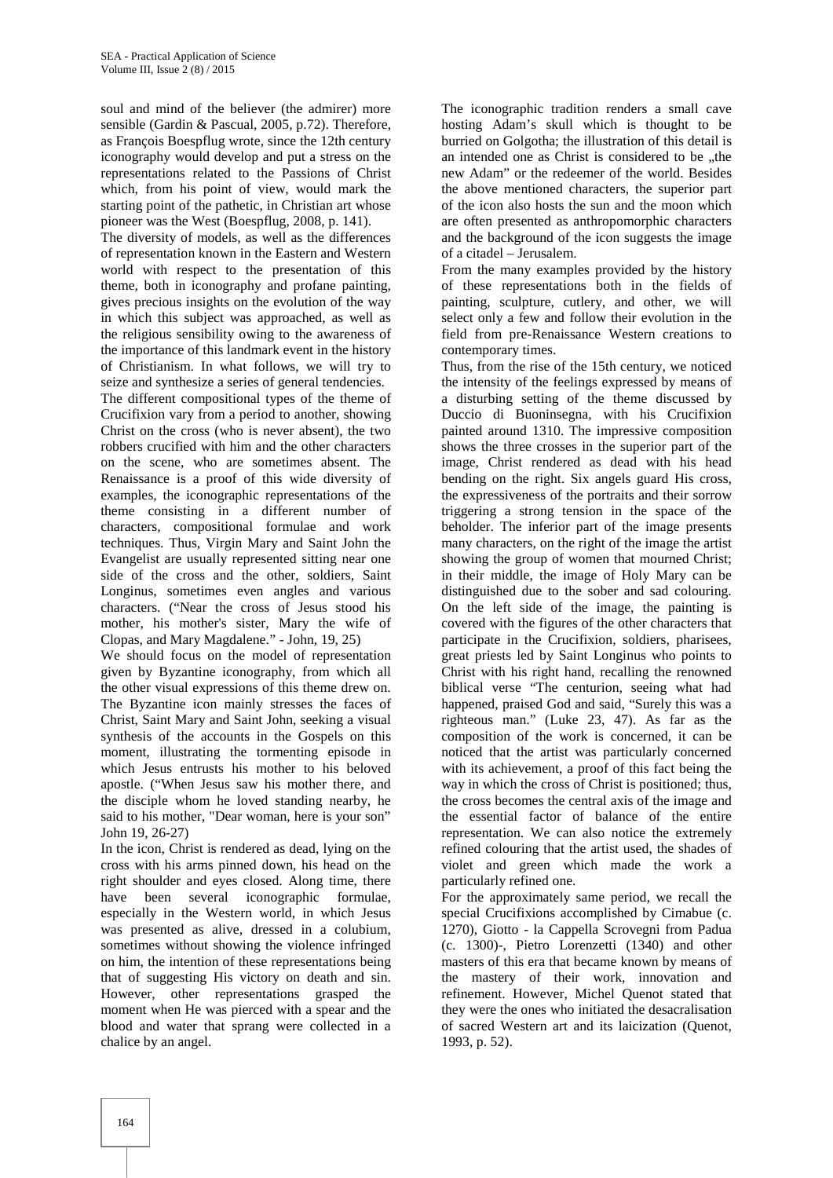soul and mind of the believer (the admirer) more sensible (Gardin & Pascual, 2005, p.72). Therefore, as François Boespflug wrote, since the 12th century iconography would develop and put a stress on the representations related to the Passions of Christ which, from his point of view, would mark the starting point of the pathetic, in Christian art whose pioneer was the West (Boespflug, 2008, p. 141).

The diversity of models, as well as the differences of representation known in the Eastern and Western world with respect to the presentation of this theme, both in iconography and profane painting, gives precious insights on the evolution of the way in which this subject was approached, as well as the religious sensibility owing to the awareness of the importance of this landmark event in the history of Christianism. In what follows, we will try to seize and synthesize a series of general tendencies.

The different compositional types of the theme of Crucifixion vary from a period to another, showing Christ on the cross (who is never absent), the two robbers crucified with him and the other characters on the scene, who are sometimes absent. The Renaissance is a proof of this wide diversity of examples, the iconographic representations of the theme consisting in a different number of characters, compositional formulae and work techniques. Thus, Virgin Mary and Saint John the Evangelist are usually represented sitting near one side of the cross and the other, soldiers, Saint Longinus, sometimes even angles and various characters. ("Near the cross of Jesus stood his mother, his mother's sister, Mary the wife of Clopas, and Mary Magdalene." - John, 19, 25)

We should focus on the model of representation given by Byzantine iconography, from which all the other visual expressions of this theme drew on. The Byzantine icon mainly stresses the faces of Christ, Saint Mary and Saint John, seeking a visual synthesis of the accounts in the Gospels on this moment, illustrating the tormenting episode in which Jesus entrusts his mother to his beloved apostle. ("When Jesus saw his mother there, and the disciple whom he loved standing nearby, he said to his mother, "Dear woman, here is your son" John 19, 26-27)

In the icon, Christ is rendered as dead, lying on the cross with his arms pinned down, his head on the right shoulder and eyes closed. Along time, there have been several iconographic formulae, especially in the Western world, in which Jesus was presented as alive, dressed in a colubium, sometimes without showing the violence infringed on him, the intention of these representations being that of suggesting His victory on death and sin. However, other representations grasped the moment when He was pierced with a spear and the blood and water that sprang were collected in a chalice by an angel.

The iconographic tradition renders a small cave hosting Adam's skull which is thought to be burried on Golgotha; the illustration of this detail is an intended one as Christ is considered to be „the new Adam" or the redeemer of the world. Besides the above mentioned characters, the superior part of the icon also hosts the sun and the moon which are often presented as anthropomorphic characters and the background of the icon suggests the image of a citadel – Jerusalem.

From the many examples provided by the history of these representations both in the fields of painting, sculpture, cutlery, and other, we will select only a few and follow their evolution in the field from pre-Renaissance Western creations to contemporary times.

Thus, from the rise of the 15th century, we noticed the intensity of the feelings expressed by means of a disturbing setting of the theme discussed by Duccio di Buoninsegna, with his Crucifixion painted around 1310. The impressive composition shows the three crosses in the superior part of the image, Christ rendered as dead with his head bending on the right. Six angels guard His cross, the expressiveness of the portraits and their sorrow triggering a strong tension in the space of the beholder. The inferior part of the image presents many characters, on the right of the image the artist showing the group of women that mourned Christ; in their middle, the image of Holy Mary can be distinguished due to the sober and sad colouring. On the left side of the image, the painting is covered with the figures of the other characters that participate in the Crucifixion, soldiers, pharisees, great priests led by Saint Longinus who points to Christ with his right hand, recalling the renowned biblical verse "The centurion, seeing what had happened, praised God and said, "Surely this was a righteous man." (Luke 23, 47). As far as the composition of the work is concerned, it can be noticed that the artist was particularly concerned with its achievement, a proof of this fact being the way in which the cross of Christ is positioned; thus, the cross becomes the central axis of the image and the essential factor of balance of the entire representation. We can also notice the extremely refined colouring that the artist used, the shades of violet and green which made the work a particularly refined one.

For the approximately same period, we recall the special Crucifixions accomplished by Cimabue (c. 1270), Giotto - la Cappella Scrovegni from Padua (c. 1300)-, Pietro Lorenzetti (1340) and other masters of this era that became known by means of the mastery of their work, innovation and refinement. However, Michel Quenot stated that they were the ones who initiated the desacralisation of sacred Western art and its laicization (Quenot, 1993, p. 52).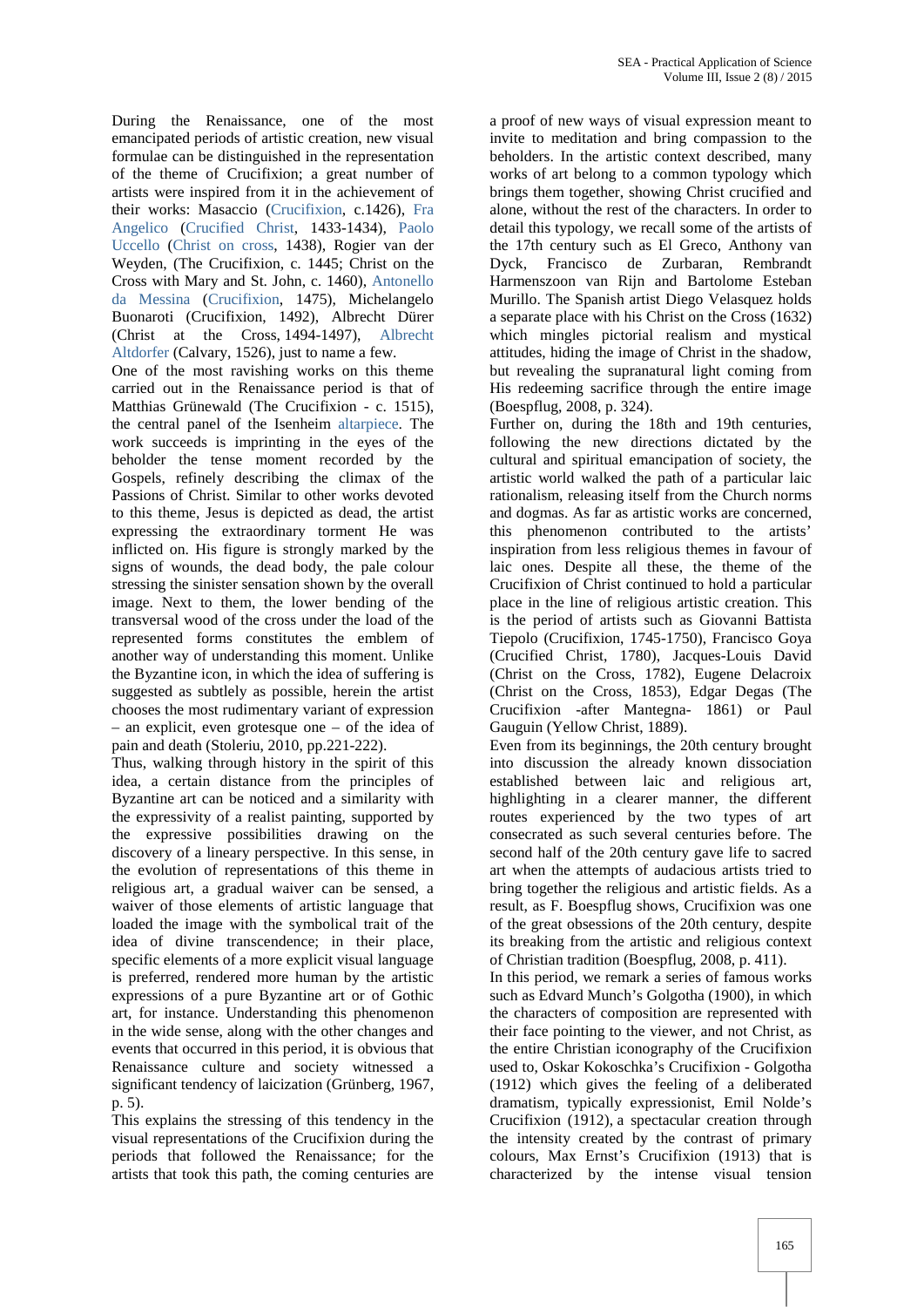During the Renaissance, one of the most emancipated periods of artistic creation, new visual formulae can be distinguished in the representation of the theme of Crucifixion; a great number of artists were inspired from it in the achievement of their works: Masaccio (Crucifixion, c.1426), Fra Angelico (Crucified Christ, 1433-1434), Paolo Uccello (Christ on cross, 1438), Rogier van der Weyden, (The Crucifixion, c. 1445; Christ on the Cross with Mary and St. John, c. 1460), Antonello da Messina (Crucifixion, 1475), Michelangelo Buonaroti (Crucifixion, 1492), Albrecht Dürer (Christ at the Cross, 1494-1497), Albrecht Altdorfer (Calvary, 1526), just to name a few.

One of the most ravishing works on this theme carried out in the Renaissance period is that of Matthias Grünewald (The Crucifixion - c. 1515), the central panel of the Isenheim altarpiece. The work succeeds is imprinting in the eyes of the beholder the tense moment recorded by the Gospels, refinely describing the climax of the Passions of Christ. Similar to other works devoted to this theme, Jesus is depicted as dead, the artist expressing the extraordinary torment He was inflicted on. His figure is strongly marked by the signs of wounds, the dead body, the pale colour stressing the sinister sensation shown by the overall image. Next to them, the lower bending of the transversal wood of the cross under the load of the represented forms constitutes the emblem of another way of understanding this moment. Unlike the Byzantine icon, in which the idea of suffering is suggested as subtlely as possible, herein the artist chooses the most rudimentary variant of expression – an explicit, even grotesque one – of the idea of pain and death (Stoleriu, 2010, pp.221-222).

Thus, walking through history in the spirit of this idea, a certain distance from the principles of Byzantine art can be noticed and a similarity with the expressivity of a realist painting, supported by the expressive possibilities drawing on the discovery of a lineary perspective. In this sense, in the evolution of representations of this theme in religious art, a gradual waiver can be sensed, a waiver of those elements of artistic language that loaded the image with the symbolical trait of the idea of divine transcendence; in their place, specific elements of a more explicit visual language is preferred, rendered more human by the artistic expressions of a pure Byzantine art or of Gothic art, for instance. Understanding this phenomenon in the wide sense, along with the other changes and events that occurred in this period, it is obvious that Renaissance culture and society witnessed a significant tendency of laicization (Grünberg, 1967, p. 5).

This explains the stressing of this tendency in the visual representations of the Crucifixion during the periods that followed the Renaissance; for the artists that took this path, the coming centuries are a proof of new ways of visual expression meant to invite to meditation and bring compassion to the beholders. In the artistic context described, many works of art belong to a common typology which brings them together, showing Christ crucified and alone, without the rest of the characters. In order to detail this typology, we recall some of the artists of the 17th century such as El Greco, Anthony van Dyck, Francisco de Zurbaran, Rembrandt Harmenszoon van Rijn and Bartolome Esteban Murillo. The Spanish artist Diego Velasquez holds a separate place with his Christ on the Cross (1632) which mingles pictorial realism and mystical attitudes, hiding the image of Christ in the shadow, but revealing the supranatural light coming from His redeeming sacrifice through the entire image (Boespflug, 2008, p. 324).

Further on, during the 18th and 19th centuries, following the new directions dictated by the cultural and spiritual emancipation of society, the artistic world walked the path of a particular laic rationalism, releasing itself from the Church norms and dogmas. As far as artistic works are concerned, this phenomenon contributed to the artists' inspiration from less religious themes in favour of laic ones. Despite all these, the theme of the Crucifixion of Christ continued to hold a particular place in the line of religious artistic creation. This is the period of artists such as Giovanni Battista Tiepolo (Crucifixion, 1745-1750), Francisco Goya (Crucified Christ, 1780), Jacques-Louis David (Christ on the Cross, 1782), Eugene Delacroix (Christ on the Cross, 1853), Edgar Degas (The Crucifixion -after Mantegna- 1861) or Paul Gauguin (Yellow Christ, 1889).

Even from its beginnings, the 20th century brought into discussion the already known dissociation established between laic and religious art, highlighting in a clearer manner, the different routes experienced by the two types of art consecrated as such several centuries before. The second half of the 20th century gave life to sacred art when the attempts of audacious artists tried to bring together the religious and artistic fields. As a result, as F. Boespflug shows, Crucifixion was one of the great obsessions of the 20th century, despite its breaking from the artistic and religious context of Christian tradition (Boespflug, 2008, p. 411).

In this period, we remark a series of famous works such as Edvard Munch's Golgotha (1900), in which the characters of composition are represented with their face pointing to the viewer, and not Christ, as the entire Christian iconography of the Crucifixion used to, Oskar Kokoschka's Crucifixion - Golgotha (1912) which gives the feeling of a deliberated dramatism, typically expressionist, Emil Nolde's Crucifixion (1912), a spectacular creation through the intensity created by the contrast of primary colours, Max Ernst's Crucifixion (1913) that is characterized by the intense visual tension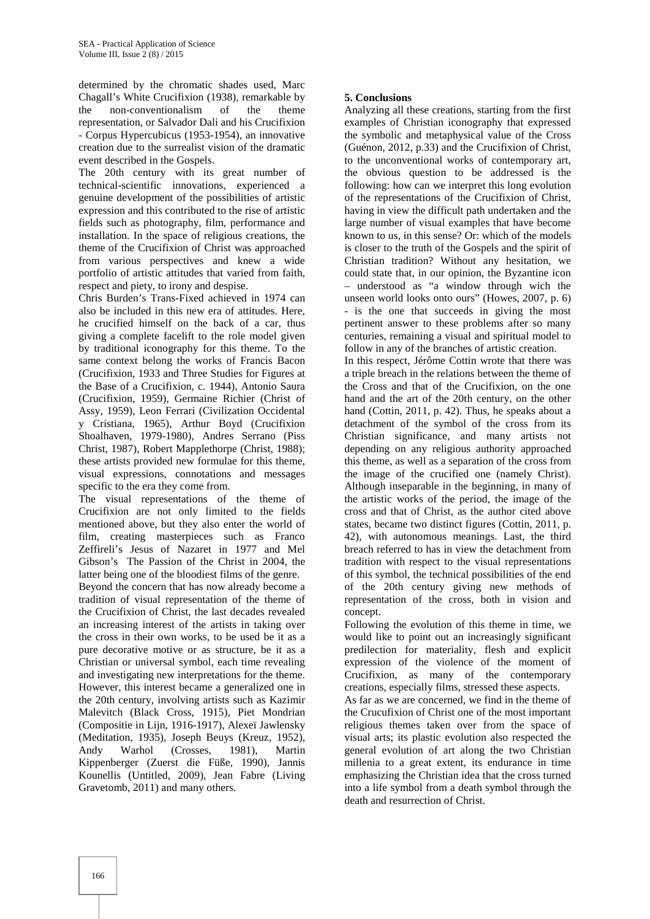determined by the chromatic shades used, Marc Chagall's White Crucifixion (1938), remarkable by the non-conventionalism of the theme representation, or Salvador Dali and his Crucifixion - Corpus Hypercubicus (1953-1954), an innovative creation due to the surrealist vision of the dramatic event described in the Gospels.

The 20th century with its great number of technical-scientific innovations, experienced a genuine development of the possibilities of artistic expression and this contributed to the rise of artistic fields such as photography, film, performance and installation. In the space of religious creations, the theme of the Crucifixion of Christ was approached from various perspectives and knew a wide portfolio of artistic attitudes that varied from faith, respect and piety, to irony and despise.

Chris Burden's Trans-Fixed achieved in 1974 can also be included in this new era of attitudes. Here, he crucified himself on the back of a car, thus giving a complete facelift to the role model given by traditional iconography for this theme. To the same context belong the works of Francis Bacon (Crucifixion, 1933 and Three Studies for Figures at the Base of a Crucifixion, c. 1944), Antonio Saura (Crucifixion, 1959), Germaine Richier (Christ of Assy, 1959), Leon Ferrari (Civilization Occidental y Cristiana, 1965), Arthur Boyd (Crucifixion Shoalhaven, 1979-1980), Andres Serrano (Piss Christ, 1987), Robert Mapplethorpe (Christ, 1988); these artists provided new formulae for this theme, visual expressions, connotations and messages specific to the era they come from.

The visual representations of the theme of Crucifixion are not only limited to the fields mentioned above, but they also enter the world of film, creating masterpieces such as Franco Zeffireli's Jesus of Nazaret in 1977 and Mel Gibson's The Passion of the Christ in 2004, the latter being one of the bloodiest films of the genre.

Beyond the concern that has now already become a tradition of visual representation of the theme of the Crucifixion of Christ, the last decades revealed an increasing interest of the artists in taking over the cross in their own works, to be used be it as a pure decorative motive or as structure, be it as a Christian or universal symbol, each time revealing and investigating new interpretations for the theme. However, this interest became a generalized one in the 20th century, involving artists such as Kazimir Malevitch (Black Cross, 1915), Piet Mondrian (Compositie in Lijn, 1916-1917), Alexeï Jawlensky (Meditation, 1935), Joseph Beuys (Kreuz, 1952), Andy Warhol (Crosses, 1981), Martin Kippenberger (Zuerst die Füße, 1990), Jannis Kounellis (Untitled, 2009), Jean Fabre (Living Gravetomb, 2011) and many others.

## 5. Conclusions

Analyzing all these creations, starting from the first examples of Christian iconography that expressed the symbolic and metaphysical value of the Cross (Guénon, 2012, p.33) and the Crucifixion of Christ, to the unconventional works of contemporary art, the obvious question to be addressed is the following: how can we interpret this long evolution of the representations of the Crucifixion of Christ, having in view the difficult path undertaken and the large number of visual examples that have become known to us, in this sense? Or: which of the models is closer to the truth of the Gospels and the spirit of Christian tradition? Without any hesitation, we could state that, in our opinion, the Byzantine icon – understood as "a window through wich the unseen world looks onto ours" (Howes, 2007, p. 6) - is the one that succeeds in giving the most pertinent answer to these problems after so many centuries, remaining a visual and spiritual model to follow in any of the branches of artistic creation.

In this respect, Jérôme Cottin wrote that there was a triple breach in the relations between the theme of the Cross and that of the Crucifixion, on the one hand and the art of the 20th century, on the other hand (Cottin, 2011, p. 42). Thus, he speaks about a detachment of the symbol of the cross from its Christian significance, and many artists not depending on any religious authority approached this theme, as well as a separation of the cross from the image of the crucified one (namely Christ). Although inseparable in the beginning, in many of the artistic works of the period, the image of the cross and that of Christ, as the author cited above states, became two distinct figures (Cottin, 2011, p. 42), with autonomous meanings. Last, the third breach referred to has in view the detachment from tradition with respect to the visual representations of this symbol, the technical possibilities of the end of the 20th century giving new methods of representation of the cross, both in vision and concept.

Following the evolution of this theme in time, we would like to point out an increasingly significant predilection for materiality, flesh and explicit expression of the violence of the moment of Crucifixion, as many of the contemporary creations, especially films, stressed these aspects.

As far as we are concerned, we find in the theme of the Crucufixion of Christ one of the most important religious themes taken over from the space of visual arts; its plastic evolution also respected the general evolution of art along the two Christian millenia to a great extent, its endurance in time emphasizing the Christian idea that the cross turned into a life symbol from a death symbol through the death and resurrection of Christ.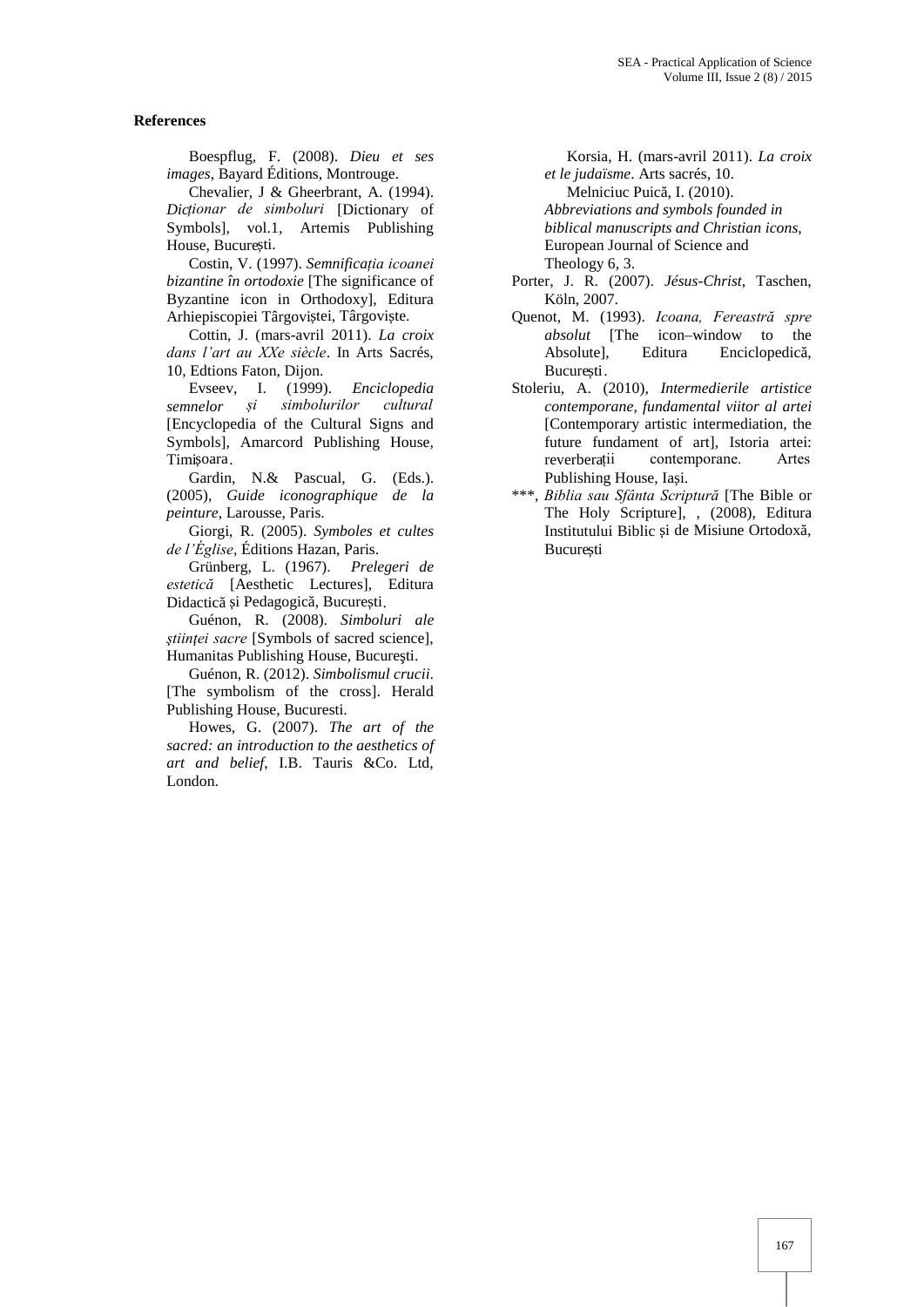**References**

Boespflug, F. (2008). *Dieu et ses images*, Bayard Éditions, Montrouge.

Chevalier, J & Gheerbrant, A. (1994). *Dicționar de simboluri* [Dictionary of Symbols], vol.1, Artemis Publishing House, București.

Costin, V. (1997). *Semnificația icoanei bizantine în ortodoxie* [The significance of Byzantine icon in Orthodoxy], Editura Arhiepiscopiei Târgoviștei, Târgoviște.

Cottin, J. (mars-avril 2011). *La croix dans l'art au XXe siècle*. In Arts Sacrés, 10, Edtions Faton, Dijon.

Evseev, I. (1999). *Enciclopedia semnelor și simbolurilor cultural* [Encyclopedia of the Cultural Signs and Symbols], Amarcord Publishing House, Timișoara.

Gardin, N.& Pascual, G. (Eds.). (2005), *Guide iconographique de la peinture*, Larousse, Paris.

Giorgi, R. (2005). *Symboles et cultes de l'Église*, Éditions Hazan, Paris.

Grünberg, L. (1967). *Prelegeri de estetică* [Aesthetic Lectures], Editura Didactică și Pedagogică, București.

Guénon, R. (2008). *Simboluri ale ştiinţei sacre* [Symbols of sacred science], Humanitas Publishing House, Bucureşti.

Guénon, R. (2012). *Simbolismul crucii*. [The symbolism of the cross]. Herald Publishing House, Bucuresti.

Howes, G. (2007). *The art of the sacred: an introduction to the aesthetics of art and belief*, I.B. Tauris &Co. Ltd, London.

Korsia, H. (mars-avril 2011). *La croix et le judaïsme*. Arts sacrés, 10.

Melniciuc Puică, I. (2010). *Abbreviations and symbols founded in biblical manuscripts and Christian icons*, European Journal of Science and Theology 6, 3.

Porter, J. R. (2007). *Jésus-Christ*, Taschen, Köln, 2007.

Quenot, M. (1993). *Icoana, Fereastră spre absolut* [The icon–window to the Absolute], Editura Enciclopedică, București.

Stoleriu, A. (2010), *Intermedierile artistice contemporane, fundamental viitor al artei* [Contemporary artistic intermediation, the future fundament of art], Istoria artei: reverberații contemporane. Artes Publishing House, Iași.

***, *Biblia sau Sfânta Scriptură* [The Bible or The Holy Scripture], , (2008), Editura Institutului Biblic și de Misiune Ortodoxă, București